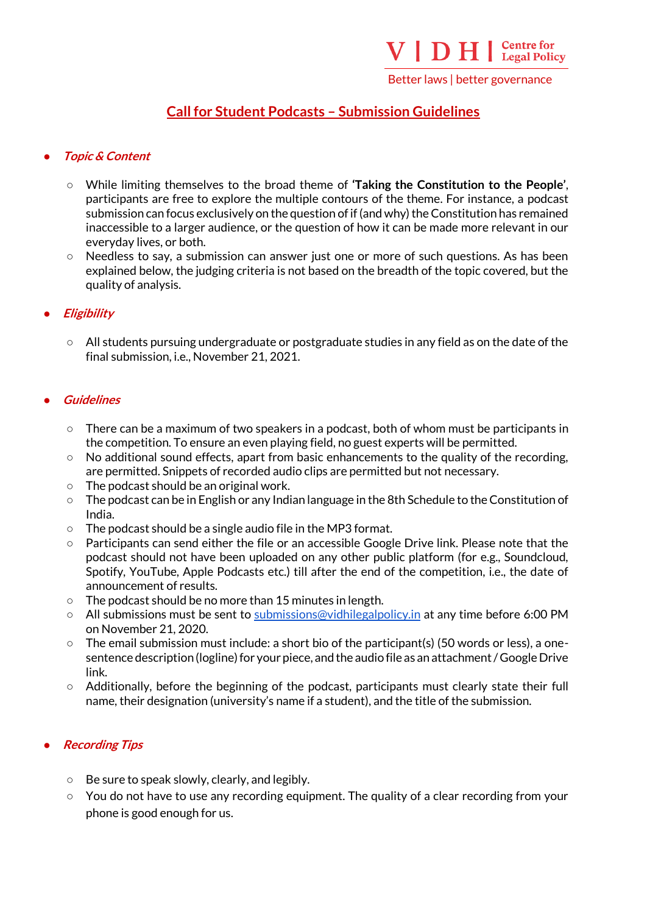VIDHI Centre for Legal Policy

Better laws | better governance

# Call for Student Podcasts – Submission Guidelines

- ***Topic & Content***
  - While limiting themselves to the broad theme of **'Taking the Constitution to the People'**, participants are free to explore the multiple contours of the theme. For instance, a podcast submission can focus exclusively on the question of if (and why) the Constitution has remained inaccessible to a larger audience, or the question of how it can be made more relevant in our everyday lives, or both.
  - Needless to say, a submission can answer just one or more of such questions. As has been explained below, the judging criteria is not based on the breadth of the topic covered, but the quality of analysis.

- ***Eligibility***
  - All students pursuing undergraduate or postgraduate studies in any field as on the date of the final submission, i.e., November 21, 2021.

- ***Guidelines***
  - There can be a maximum of two speakers in a podcast, both of whom must be participants in the competition. To ensure an even playing field, no guest experts will be permitted.
  - No additional sound effects, apart from basic enhancements to the quality of the recording, are permitted. Snippets of recorded audio clips are permitted but not necessary.
  - The podcast should be an original work.
  - The podcast can be in English or any Indian language in the 8th Schedule to the Constitution of India.
  - The podcast should be a single audio file in the MP3 format.
  - Participants can send either the file or an accessible Google Drive link. Please note that the podcast should not have been uploaded on any other public platform (for e.g., Soundcloud, Spotify, YouTube, Apple Podcasts etc.) till after the end of the competition, i.e., the date of announcement of results.
  - The podcast should be no more than 15 minutes in length.
  - All submissions must be sent to [submissions@vidhilegalpolicy.in](mailto:submissions@vidhilegalpolicy.in) at any time before 6:00 PM on November 21, 2020.
  - The email submission must include: a short bio of the participant(s) (50 words or less), a one-sentence description (logline) for your piece, and the audio file as an attachment / Google Drive link.
  - Additionally, before the beginning of the podcast, participants must clearly state their full name, their designation (university's name if a student), and the title of the submission.

- ***Recording Tips***
  - Be sure to speak slowly, clearly, and legibly.
  - You do not have to use any recording equipment. The quality of a clear recording from your phone is good enough for us.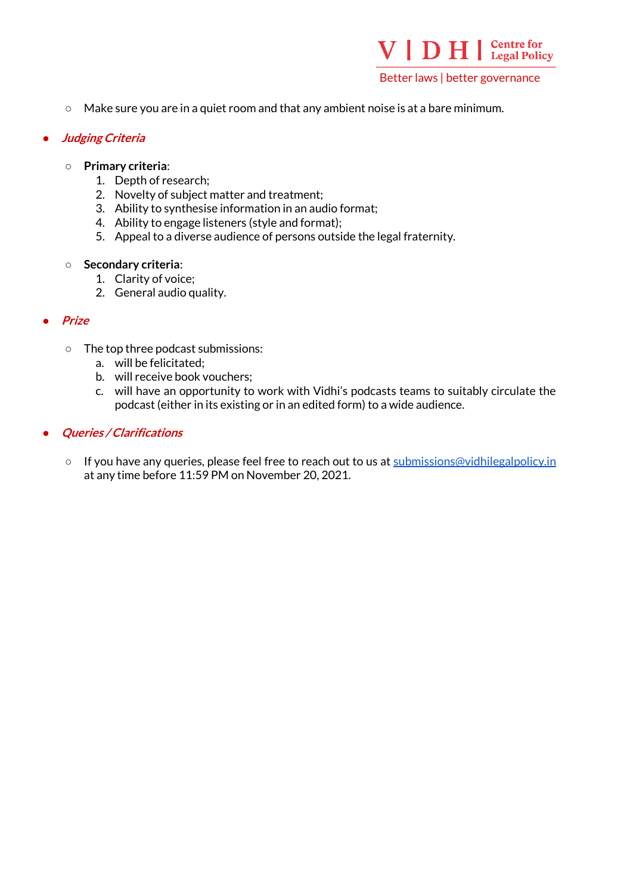- Make sure you are in a quiet room and that any ambient noise is at a bare minimum.

- ***Judging Criteria***

  - **Primary criteria**:
    1. Depth of research;
    2. Novelty of subject matter and treatment;
    3. Ability to synthesise information in an audio format;
    4. Ability to engage listeners (style and format);
    5. Appeal to a diverse audience of persons outside the legal fraternity.

  - **Secondary criteria**:
    1. Clarity of voice;
    2. General audio quality.

- ***Prize***

  - The top three podcast submissions:
    a. will be felicitated;
    b. will receive book vouchers;
    c. will have an opportunity to work with Vidhi's podcasts teams to suitably circulate the podcast (either in its existing or in an edited form) to a wide audience.

- ***Queries / Clarifications***

  - If you have any queries, please feel free to reach out to us at submissions@vidhilegalpolicy.in at any time before 11:59 PM on November 20, 2021.